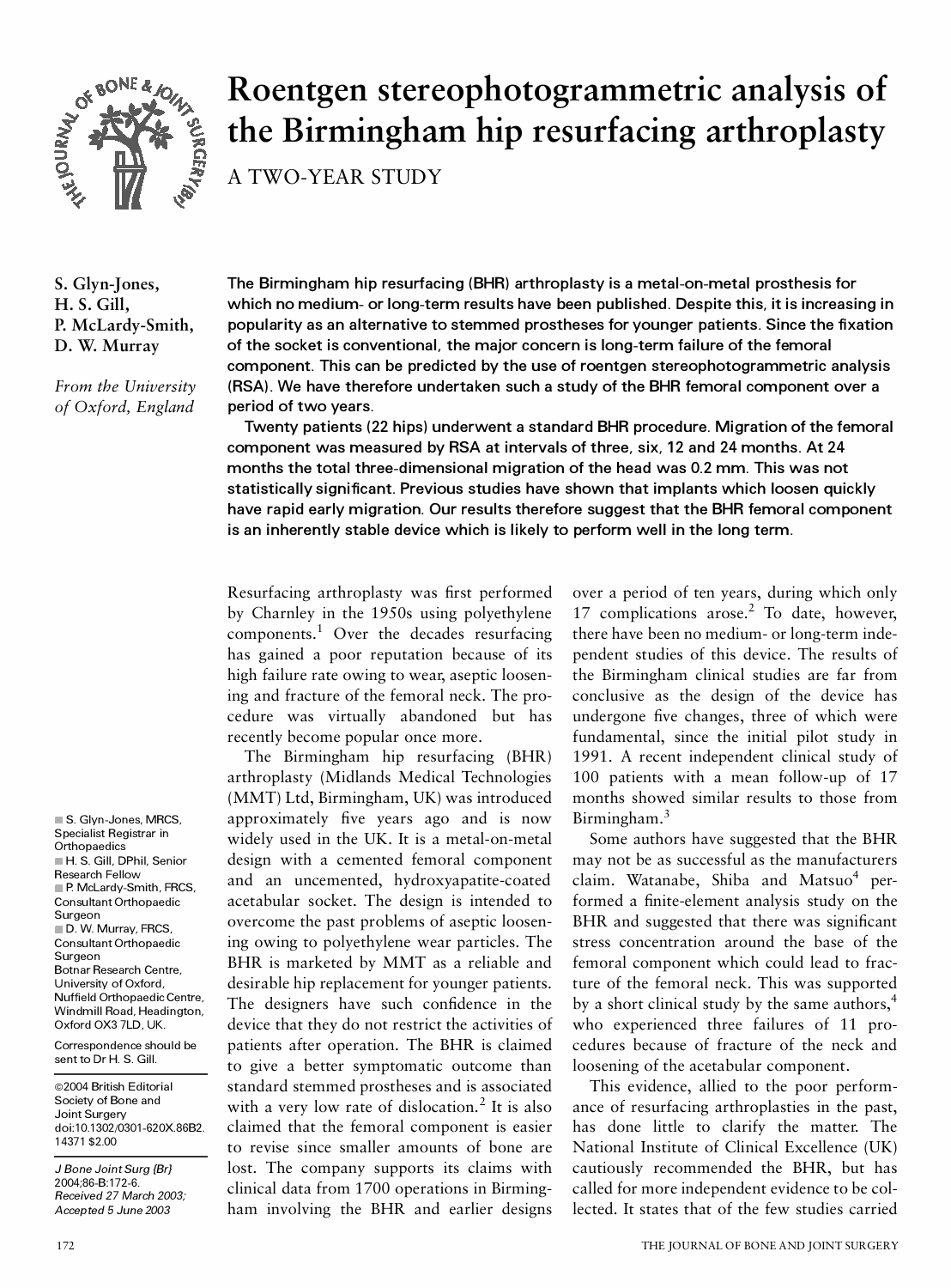# Roentgen stereophotogrammetric analysis of the Birmingham hip resurfacing arthroplasty

A TWO-YEAR STUDY

**S. Glyn-Jones, H. S. Gill, P. McLardy-Smith, D. W. Murray**

*From the University of Oxford, England*

**The Birmingham hip resurfacing (BHR) arthroplasty is a metal-on-metal prosthesis for which no medium- or long-term results have been published. Despite this, it is increasing in popularity as an alternative to stemmed prostheses for younger patients. Since the fixation of the socket is conventional, the major concern is long-term failure of the femoral component. This can be predicted by the use of roentgen stereophotogrammetric analysis (RSA). We have therefore undertaken such a study of the BHR femoral component over a period of two years.**

**Twenty patients (22 hips) underwent a standard BHR procedure. Migration of the femoral component was measured by RSA at intervals of three, six, 12 and 24 months. At 24 months the total three-dimensional migration of the head was 0.2 mm. This was not statistically significant. Previous studies have shown that implants which loosen quickly have rapid early migration. Our results therefore suggest that the BHR femoral component is an inherently stable device which is likely to perform well in the long term.**

Resurfacing arthroplasty was first performed by Charnley in the 1950s using polyethylene components.[1] Over the decades resurfacing has gained a poor reputation because of its high failure rate owing to wear, aseptic loosening and fracture of the femoral neck. The procedure was virtually abandoned but has recently become popular once more.

The Birmingham hip resurfacing (BHR) arthroplasty (Midlands Medical Technologies (MMT) Ltd, Birmingham, UK) was introduced approximately five years ago and is now widely used in the UK. It is a metal-on-metal design with a cemented femoral component and an uncemented, hydroxyapatite-coated acetabular socket. The design is intended to overcome the past problems of aseptic loosening owing to polyethylene wear particles. The BHR is marketed by MMT as a reliable and desirable hip replacement for younger patients. The designers have such confidence in the device that they do not restrict the activities of patients after operation. The BHR is claimed to give a better symptomatic outcome than standard stemmed prostheses and is associated with a very low rate of dislocation.[2] It is also claimed that the femoral component is easier to revise since smaller amounts of bone are lost. The company supports its claims with clinical data from 1700 operations in Birmingham involving the BHR and earlier designs over a period of ten years, during which only 17 complications arose.[2] To date, however, there have been no medium- or long-term independent studies of this device. The results of the Birmingham clinical studies are far from conclusive as the design of the device has undergone five changes, three of which were fundamental, since the initial pilot study in 1991. A recent independent clinical study of 100 patients with a mean follow-up of 17 months showed similar results to those from Birmingham.[3]

Some authors have suggested that the BHR may not be as successful as the manufacturers claim. Watanabe, Shiba and Matsuo[4] performed a finite-element analysis study on the BHR and suggested that there was significant stress concentration around the base of the femoral component which could lead to fracture of the femoral neck. This was supported by a short clinical study by the same authors,[4] who experienced three failures of 11 procedures because of fracture of the neck and loosening of the acetabular component.

This evidence, allied to the poor performance of resurfacing arthroplasties in the past, has done little to clarify the matter. The National Institute of Clinical Excellence (UK) cautiously recommended the BHR, but has called for more independent evidence to be collected. It states that of the few studies carried

S. Glyn-Jones, MRCS, Specialist Registrar in Orthopaedics
H. S. Gill, DPhil, Senior Research Fellow
P. McLardy-Smith, FRCS, Consultant Orthopaedic Surgeon
D. W. Murray, FRCS, Consultant Orthopaedic Surgeon
Botnar Research Centre, University of Oxford, Nuffield Orthopaedic Centre, Windmill Road, Headington, Oxford OX3 7LD, UK.

Correspondence should be sent to Dr H. S. Gill.

©2004 British Editorial Society of Bone and Joint Surgery
doi:10.1302/0301-620X.86B2.14371 $2.00

*J Bone Joint Surg [Br]* 2004;86-B:172-6.
*Received 27 March 2003; Accepted 5 June 2003*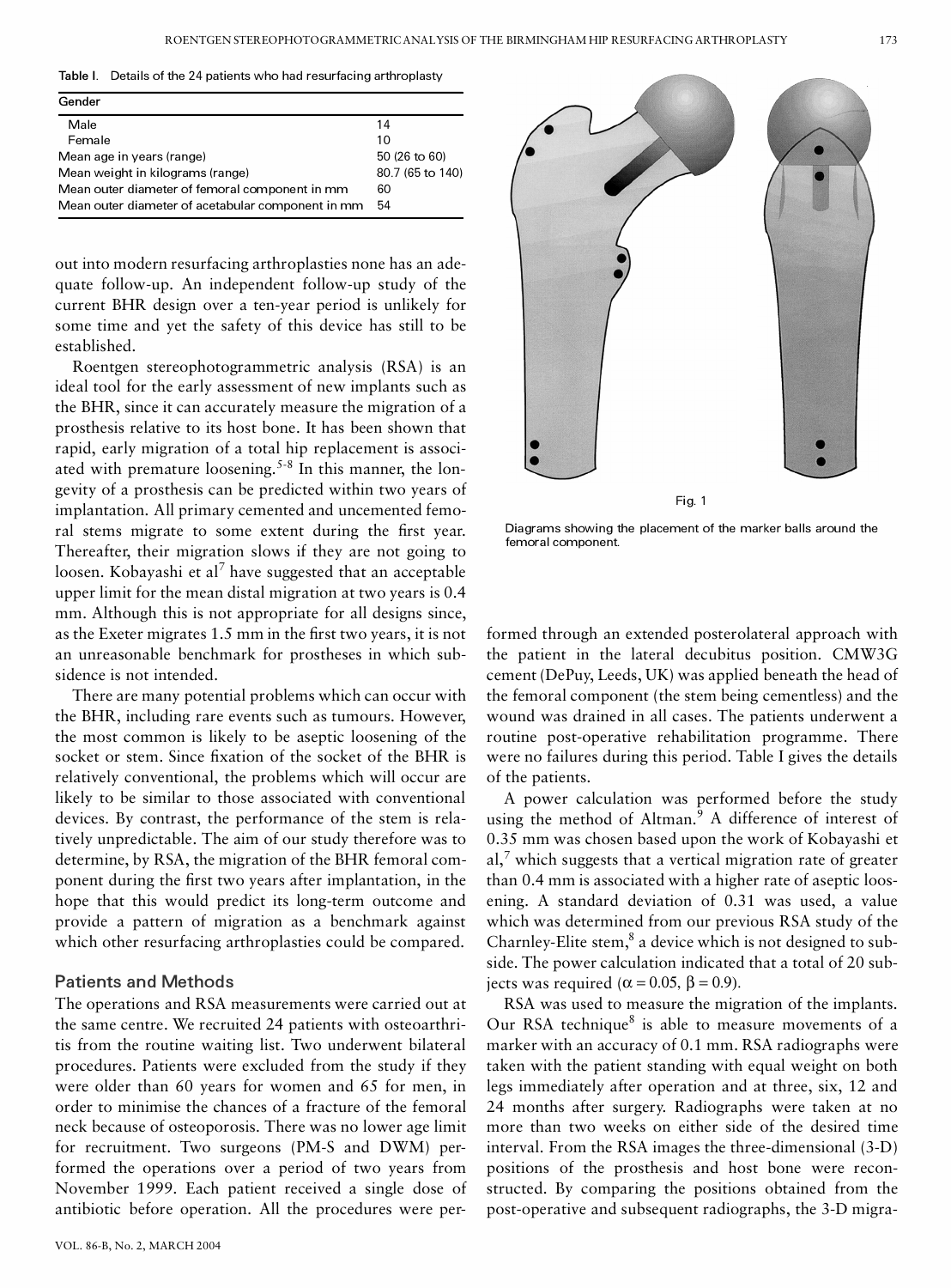Table I. Details of the 24 patients who had resurfacing arthroplasty

| Gender | |
|---|---|
| Male | 14 |
| Female | 10 |
| Mean age in years (range) | 50 (26 to 60) |
| Mean weight in kilograms (range) | 80.7 (65 to 140) |
| Mean outer diameter of femoral component in mm | 60 |
| Mean outer diameter of acetabular component in mm | 54 |

out into modern resurfacing arthroplasties none has an adequate follow-up. An independent follow-up study of the current BHR design over a ten-year period is unlikely for some time and yet the safety of this device has still to be established.

Roentgen stereophotogrammetric analysis (RSA) is an ideal tool for the early assessment of new implants such as the BHR, since it can accurately measure the migration of a prosthesis relative to its host bone. It has been shown that rapid, early migration of a total hip replacement is associated with premature loosening.[5-8] In this manner, the longevity of a prosthesis can be predicted within two years of implantation. All primary cemented and uncemented femoral stems migrate to some extent during the first year. Thereafter, their migration slows if they are not going to loosen. Kobayashi et al[7] have suggested that an acceptable upper limit for the mean distal migration at two years is 0.4 mm. Although this is not appropriate for all designs since, as the Exeter migrates 1.5 mm in the first two years, it is not an unreasonable benchmark for prostheses in which subsidence is not intended.

There are many potential problems which can occur with the BHR, including rare events such as tumours. However, the most common is likely to be aseptic loosening of the socket or stem. Since fixation of the socket of the BHR is relatively conventional, the problems which will occur are likely to be similar to those associated with conventional devices. By contrast, the performance of the stem is relatively unpredictable. The aim of our study therefore was to determine, by RSA, the migration of the BHR femoral component during the first two years after implantation, in the hope that this would predict its long-term outcome and provide a pattern of migration as a benchmark against which other resurfacing arthroplasties could be compared.

## Patients and Methods

The operations and RSA measurements were carried out at the same centre. We recruited 24 patients with osteoarthritis from the routine waiting list. Two underwent bilateral procedures. Patients were excluded from the study if they were older than 60 years for women and 65 for men, in order to minimise the chances of a fracture of the femoral neck because of osteoporosis. There was no lower age limit for recruitment. Two surgeons (PM-S and DWM) performed the operations over a period of two years from November 1999. Each patient received a single dose of antibiotic before operation. All the procedures were performed through an extended posterolateral approach with the patient in the lateral decubitus position. CMW3G cement (DePuy, Leeds, UK) was applied beneath the head of the femoral component (the stem being cementless) and the wound was drained in all cases. The patients underwent a routine post-operative rehabilitation programme. There were no failures during this period. Table I gives the details of the patients.

Fig. 1

Diagrams showing the placement of the marker balls around the femoral component.

A power calculation was performed before the study using the method of Altman.[9] A difference of interest of 0.35 mm was chosen based upon the work of Kobayashi et al,[7] which suggests that a vertical migration rate of greater than 0.4 mm is associated with a higher rate of aseptic loosening. A standard deviation of 0.31 was used, a value which was determined from our previous RSA study of the Charnley-Elite stem,[8] a device which is not designed to subside. The power calculation indicated that a total of 20 subjects was required ($\alpha = 0.05$, $\beta = 0.9$).

RSA was used to measure the migration of the implants. Our RSA technique[8] is able to measure movements of a marker with an accuracy of 0.1 mm. RSA radiographs were taken with the patient standing with equal weight on both legs immediately after operation and at three, six, 12 and 24 months after surgery. Radiographs were taken at no more than two weeks on either side of the desired time interval. From the RSA images the three-dimensional (3-D) positions of the prosthesis and host bone were reconstructed. By comparing the positions obtained from the post-operative and subsequent radiographs, the 3-D migra-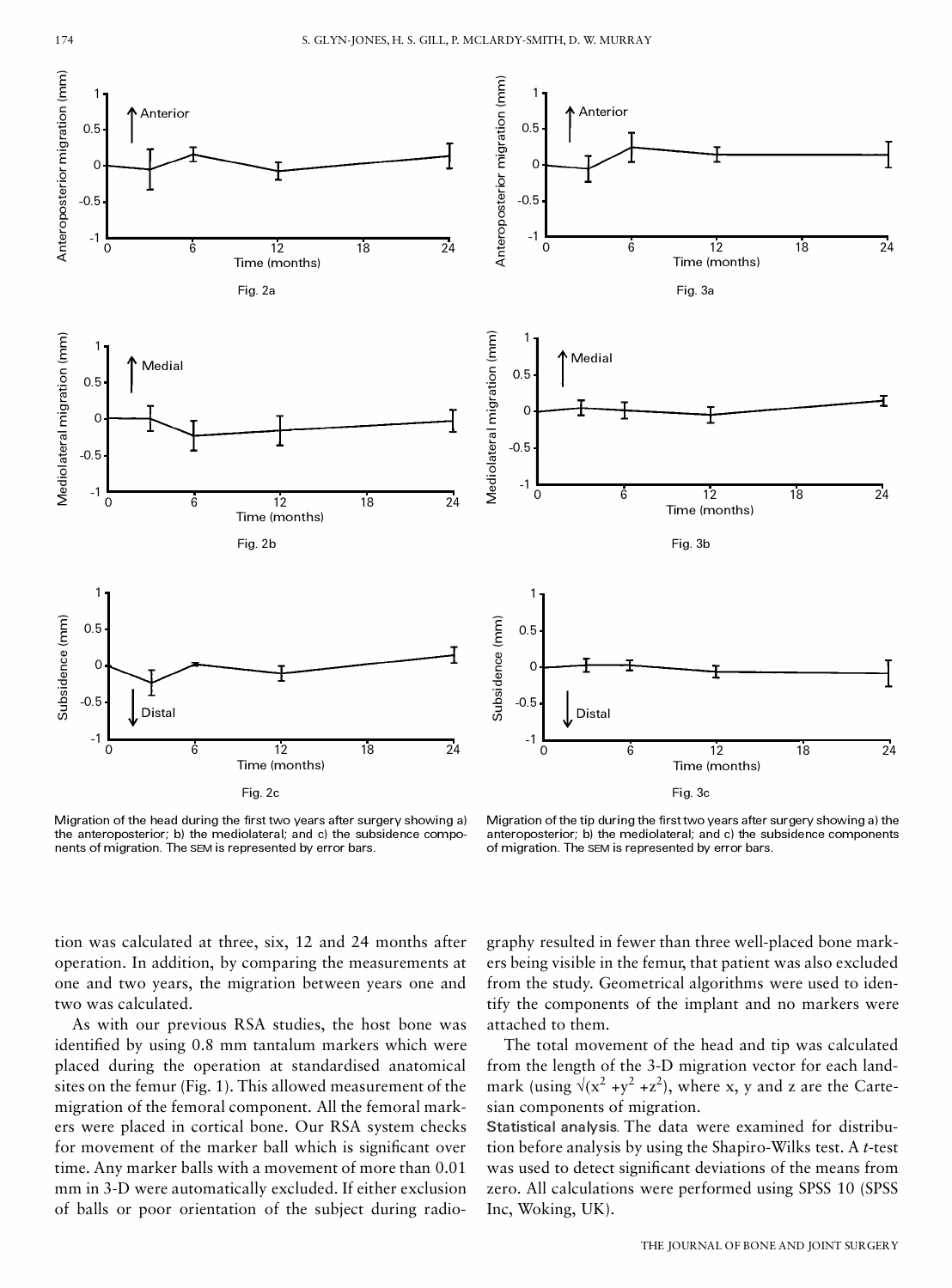Fig. 2a

Fig. 2b

Fig. 2c

Migration of the head during the first two years after surgery showing a) the anteroposterior; b) the mediolateral; and c) the subsidence components of migration. The SEM is represented by error bars.

Fig. 3a

Fig. 3b

Fig. 3c

Migration of the tip during the first two years after surgery showing a) the anteroposterior; b) the mediolateral; and c) the subsidence components of migration. The SEM is represented by error bars.

tion was calculated at three, six, 12 and 24 months after operation. In addition, by comparing the measurements at one and two years, the migration between years one and two was calculated.

As with our previous RSA studies, the host bone was identified by using 0.8 mm tantalum markers which were placed during the operation at standardised anatomical sites on the femur (Fig. 1). This allowed measurement of the migration of the femoral component. All the femoral markers were placed in cortical bone. Our RSA system checks for movement of the marker ball which is significant over time. Any marker balls with a movement of more than 0.01 mm in 3-D were automatically excluded. If either exclusion of balls or poor orientation of the subject during radiography resulted in fewer than three well-placed bone markers being visible in the femur, that patient was also excluded from the study. Geometrical algorithms were used to identify the components of the implant and no markers were attached to them.

The total movement of the head and tip was calculated from the length of the 3-D migration vector for each landmark (using $\sqrt{(x^2 + y^2 + z^2)}$, where x, y and z are the Cartesian components of migration.

**Statistical analysis.** The data were examined for distribution before analysis by using the Shapiro-Wilks test. A *t*-test was used to detect significant deviations of the means from zero. All calculations were performed using SPSS 10 (SPSS Inc, Woking, UK).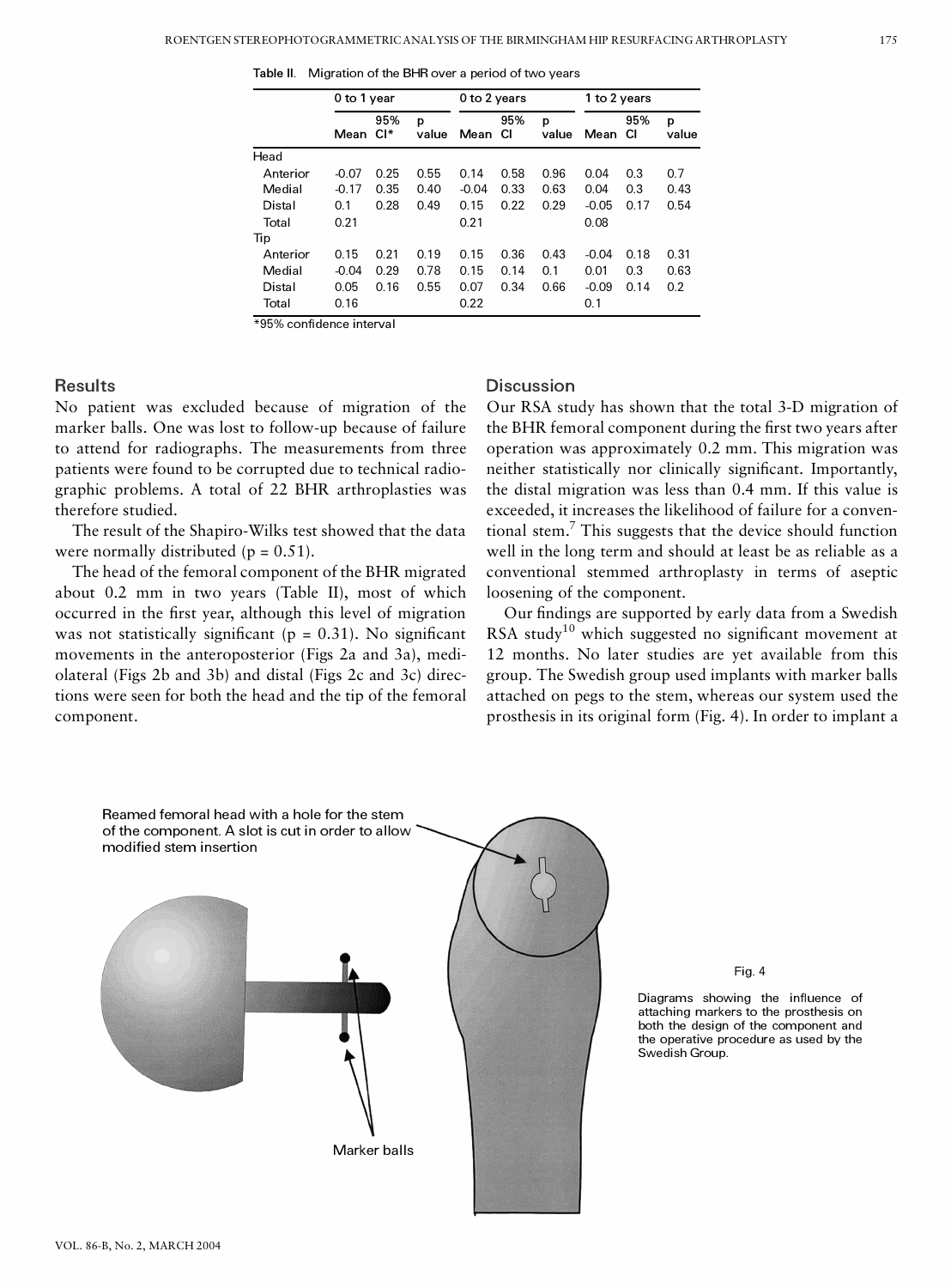Table II. Migration of the BHR over a period of two years

| | 0 to 1 year | | | 0 to 2 years | | | 1 to 2 years | | |
|---|---|---|---|---|---|---|---|---|---|
| | Mean | 95% CI* | p value | Mean | 95% CI | p value | Mean | 95% CI | p value |
| Head | | | | | | | | | |
| Anterior | -0.07 | 0.25 | 0.55 | 0.14 | 0.58 | 0.96 | 0.04 | 0.3 | 0.7 |
| Medial | -0.17 | 0.35 | 0.40 | -0.04 | 0.33 | 0.63 | 0.04 | 0.3 | 0.43 |
| Distal | 0.1 | 0.28 | 0.49 | 0.15 | 0.22 | 0.29 | -0.05 | 0.17 | 0.54 |
| Total | 0.21 | | | 0.21 | | | 0.08 | | |
| Tip | | | | | | | | | |
| Anterior | 0.15 | 0.21 | 0.19 | 0.15 | 0.36 | 0.43 | -0.04 | 0.18 | 0.31 |
| Medial | -0.04 | 0.29 | 0.78 | 0.15 | 0.14 | 0.1 | 0.01 | 0.3 | 0.63 |
| Distal | 0.05 | 0.16 | 0.55 | 0.07 | 0.34 | 0.66 | -0.09 | 0.14 | 0.2 |
| Total | 0.16 | | | 0.22 | | | 0.1 | | |

*95% confidence interval

## Results

No patient was excluded because of migration of the marker balls. One was lost to follow-up because of failure to attend for radiographs. The measurements from three patients were found to be corrupted due to technical radiographic problems. A total of 22 BHR arthroplasties was therefore studied.

The result of the Shapiro-Wilks test showed that the data were normally distributed ($p = 0.51$).

The head of the femoral component of the BHR migrated about 0.2 mm in two years (Table II), most of which occurred in the first year, although this level of migration was not statistically significant ($p = 0.31$). No significant movements in the anteroposterior (Figs 2a and 3a), mediolateral (Figs 2b and 3b) and distal (Figs 2c and 3c) directions were seen for both the head and the tip of the femoral component.

## Discussion

Our RSA study has shown that the total 3-D migration of the BHR femoral component during the first two years after operation was approximately 0.2 mm. This migration was neither statistically nor clinically significant. Importantly, the distal migration was less than 0.4 mm. If this value is exceeded, it increases the likelihood of failure for a conventional stem.[7] This suggests that the device should function well in the long term and should at least be as reliable as a conventional stemmed arthroplasty in terms of aseptic loosening of the component.

Our findings are supported by early data from a Swedish RSA study[10] which suggested no significant movement at 12 months. No later studies are yet available from this group. The Swedish group used implants with marker balls attached on pegs to the stem, whereas our system used the prosthesis in its original form (Fig. 4). In order to implant a

Reamed femoral head with a hole for the stem of the component. A slot is cut in order to allow modified stem insertion

Marker balls

Fig. 4

Diagrams showing the influence of attaching markers to the prosthesis on both the design of the component and the operative procedure as used by the Swedish Group.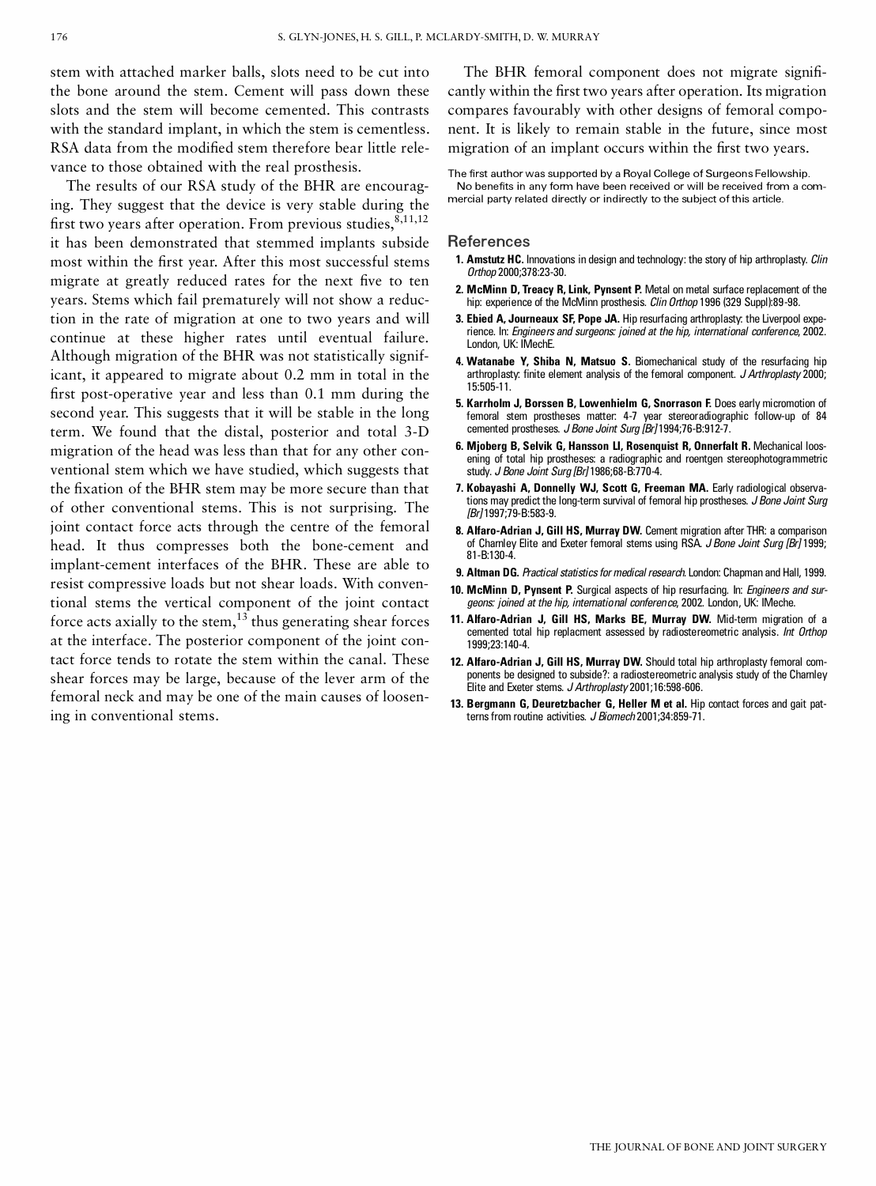stem with attached marker balls, slots need to be cut into the bone around the stem. Cement will pass down these slots and the stem will become cemented. This contrasts with the standard implant, in which the stem is cementless. RSA data from the modified stem therefore bear little relevance to those obtained with the real prosthesis.

The results of our RSA study of the BHR are encouraging. They suggest that the device is very stable during the first two years after operation. From previous studies,[8,11,12] it has been demonstrated that stemmed implants subside most within the first year. After this most successful stems migrate at greatly reduced rates for the next five to ten years. Stems which fail prematurely will not show a reduction in the rate of migration at one to two years and will continue at these higher rates until eventual failure. Although migration of the BHR was not statistically significant, it appeared to migrate about 0.2 mm in total in the first post-operative year and less than 0.1 mm during the second year. This suggests that it will be stable in the long term. We found that the distal, posterior and total 3-D migration of the head was less than that for any other conventional stem which we have studied, which suggests that the fixation of the BHR stem may be more secure than that of other conventional stems. This is not surprising. The joint contact force acts through the centre of the femoral head. It thus compresses both the bone-cement and implant-cement interfaces of the BHR. These are able to resist compressive loads but not shear loads. With conventional stems the vertical component of the joint contact force acts axially to the stem,[13] thus generating shear forces at the interface. The posterior component of the joint contact force tends to rotate the stem within the canal. These shear forces may be large, because of the lever arm of the femoral neck and may be one of the main causes of loosening in conventional stems.

The BHR femoral component does not migrate significantly within the first two years after operation. Its migration compares favourably with other designs of femoral component. It is likely to remain stable in the future, since most migration of an implant occurs within the first two years.

The first author was supported by a Royal College of Surgeons Fellowship.
No benefits in any form have been received or will be received from a commercial party related directly or indirectly to the subject of this article.

## References

1. **Amstutz HC.** Innovations in design and technology: the story of hip arthroplasty. *Clin Orthop* 2000;378:23-30.
2. **McMinn D, Treacy R, Link, Pynsent P.** Metal on metal surface replacement of the hip: experience of the McMinn prosthesis. *Clin Orthop* 1996 (329 Suppl):89-98.
3. **Ebied A, Journeaux SF, Pope JA.** Hip resurfacing arthroplasty: the Liverpool experience. In: *Engineers and surgeons: joined at the hip, international conference*, 2002. London, UK: IMechE.
4. **Watanabe Y, Shiba N, Matsuo S.** Biomechanical study of the resurfacing hip arthroplasty: finite element analysis of the femoral component. *J Arthroplasty* 2000; 15:505-11.
5. **Karrholm J, Borssen B, Lowenhielm G, Snorrason F.** Does early micromotion of femoral stem prostheses matter: 4-7 year stereoradiographic follow-up of 84 cemented prostheses. *J Bone Joint Surg [Br]* 1994;76-B:912-7.
6. **Mjoberg B, Selvik G, Hansson LI, Rosenquist R, Onnerfalt R.** Mechanical loosening of total hip prostheses: a radiographic and roentgen stereophotogrammetric study. *J Bone Joint Surg [Br]* 1986;68-B:770-4.
7. **Kobayashi A, Donnelly WJ, Scott G, Freeman MA.** Early radiological observations may predict the long-term survival of femoral hip prostheses. *J Bone Joint Surg [Br]* 1997;79-B:583-9.
8. **Alfaro-Adrian J, Gill HS, Murray DW.** Cement migration after THR: a comparison of Charnley Elite and Exeter femoral stems using RSA. *J Bone Joint Surg [Br]* 1999; 81-B:130-4.
9. **Altman DG.** *Practical statistics for medical research*. London: Chapman and Hall, 1999.
10. **McMinn D, Pynsent P.** Surgical aspects of hip resurfacing. In: *Engineers and surgeons: joined at the hip, international conference*, 2002. London, UK: IMeche.
11. **Alfaro-Adrian J, Gill HS, Marks BE, Murray DW.** Mid-term migration of a cemented total hip replacment assessed by radiostereometric analysis. *Int Orthop* 1999;23:140-4.
12. **Alfaro-Adrian J, Gill HS, Murray DW.** Should total hip arthroplasty femoral components be designed to subside?: a radiostereometric analysis study of the Charnley Elite and Exeter stems. *J Arthroplasty* 2001;16:598-606.
13. **Bergmann G, Deuretzbacher G, Heller M et al.** Hip contact forces and gait patterns from routine activities. *J Biomech* 2001;34:859-71.